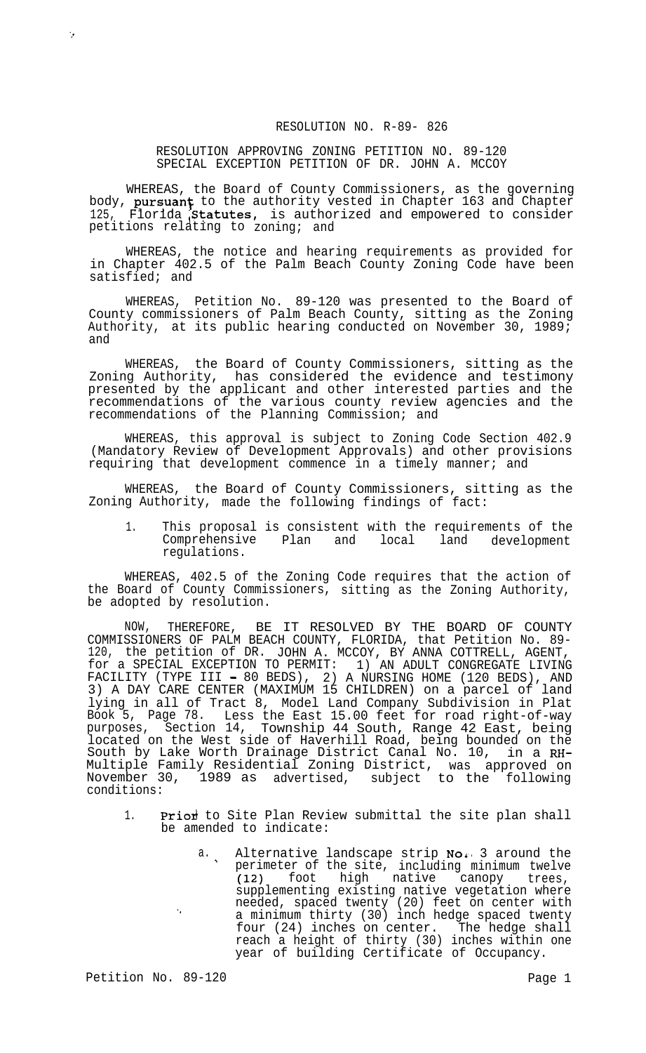RESOLUTION NO. R-89- 826

RESOLUTION APPROVING ZONING PETITION NO. 89-120
SPECIAL EXCEPTION PETITION OF DR. JOHN A. MCCOY

WHEREAS, the Board of County Commissioners, as the governing body, pursuant to the authority vested in Chapter 163 and Chapter 125, Florida Statutes, is authorized and empowered to consider petitions relating to zoning; and

WHEREAS, the notice and hearing requirements as provided for in Chapter 402.5 of the Palm Beach County Zoning Code have been satisfied; and

WHEREAS, Petition No. 89-120 was presented to the Board of County commissioners of Palm Beach County, sitting as the Zoning Authority, at its public hearing conducted on November 30, 1989; and

WHEREAS, the Board of County Commissioners, sitting as the Zoning Authority, has considered the evidence and testimony presented by the applicant and other interested parties and the recommendations of the various county review agencies and the recommendations of the Planning Commission; and

WHEREAS, this approval is subject to Zoning Code Section 402.9 (Mandatory Review of Development Approvals) and other provisions requiring that development commence in a timely manner; and

WHEREAS, the Board of County Commissioners, sitting as the Zoning Authority, made the following findings of fact:

1. This proposal is consistent with the requirements of the Comprehensive Plan and local land development regulations.

WHEREAS, 402.5 of the Zoning Code requires that the action of the Board of County Commissioners, sitting as the Zoning Authority, be adopted by resolution.

NOW, THEREFORE, BE IT RESOLVED BY THE BOARD OF COUNTY COMMISSIONERS OF PALM BEACH COUNTY, FLORIDA, that Petition No. 89-120, the petition of DR. JOHN A. MCCOY, BY ANNA COTTRELL, AGENT, for a SPECIAL EXCEPTION TO PERMIT: 1) AN ADULT CONGREGATE LIVING FACILITY (TYPE III - 80 BEDS), 2) A NURSING HOME (120 BEDS), AND 3) A DAY CARE CENTER (MAXIMUM 15 CHILDREN) on a parcel of land lying in all of Tract 8, Model Land Company Subdivision in Plat Book 5, Page 78. Less the East 15.00 feet for road right-of-way purposes, Section 14, Township 44 South, Range 42 East, being located on the West side of Haverhill Road, being bounded on the South by Lake Worth Drainage District Canal No. 10, in a RH-Multiple Family Residential Zoning District, was approved on November 30, 1989 as advertised, subject to the following conditions:

1. Prior to Site Plan Review submittal the site plan shall be amended to indicate:

   a. Alternative landscape strip No. 3 around the perimeter of the site, including minimum twelve (12) foot high native canopy trees, supplementing existing native vegetation where needed, spaced twenty (20) feet on center with a minimum thirty (30) inch hedge spaced twenty four (24) inches on center. The hedge shall reach a height of thirty (30) inches within one year of building Certificate of Occupancy.

Petition No. 89-120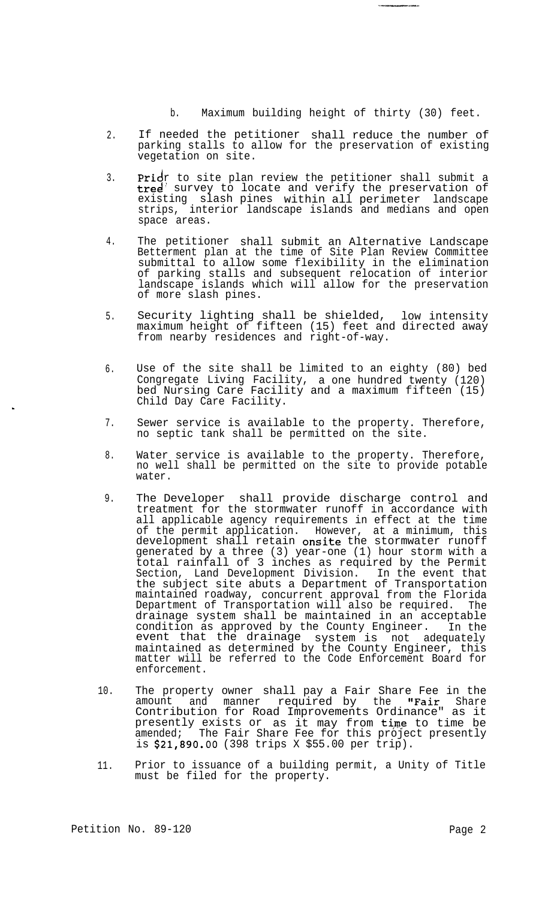b. Maximum building height of thirty (30) feet.

2. If needed the petitioner shall reduce the number of parking stalls to allow for the preservation of existing vegetation on site.

3. Prior to site plan review the petitioner shall submit a tree survey to locate and verify the preservation of existing slash pines within all perimeter landscape strips, interior landscape islands and medians and open space areas.

4. The petitioner shall submit an Alternative Landscape Betterment plan at the time of Site Plan Review Committee submittal to allow some flexibility in the elimination of parking stalls and subsequent relocation of interior landscape islands which will allow for the preservation of more slash pines.

5. Security lighting shall be shielded, low intensity maximum height of fifteen (15) feet and directed away from nearby residences and right-of-way.

6. Use of the site shall be limited to an eighty (80) bed Congregate Living Facility, a one hundred twenty (120) bed Nursing Care Facility and a maximum fifteen (15) Child Day Care Facility.

7. Sewer service is available to the property. Therefore, no septic tank shall be permitted on the site.

8. Water service is available to the property. Therefore, no well shall be permitted on the site to provide potable water.

9. The Developer shall provide discharge control and treatment for the stormwater runoff in accordance with all applicable agency requirements in effect at the time of the permit application. However, at a minimum, this development shall retain onsite the stormwater runoff generated by a three (3) year-one (1) hour storm with a total rainfall of 3 inches as required by the Permit Section, Land Development Division. In the event that the subject site abuts a Department of Transportation maintained roadway, concurrent approval from the Florida Department of Transportation will also be required. The drainage system shall be maintained in an acceptable condition as approved by the County Engineer. In the event that the drainage system is not adequately maintained as determined by the County Engineer, this matter will be referred to the Code Enforcement Board for enforcement.

10. The property owner shall pay a Fair Share Fee in the amount and manner required by the "Fair Share Contribution for Road Improvements Ordinance" as it presently exists or as it may from time to time be amended; The Fair Share Fee for this project presently is $21,890.00 (398 trips X $55.00 per trip).

11. Prior to issuance of a building permit, a Unity of Title must be filed for the property.

Petition No. 89-120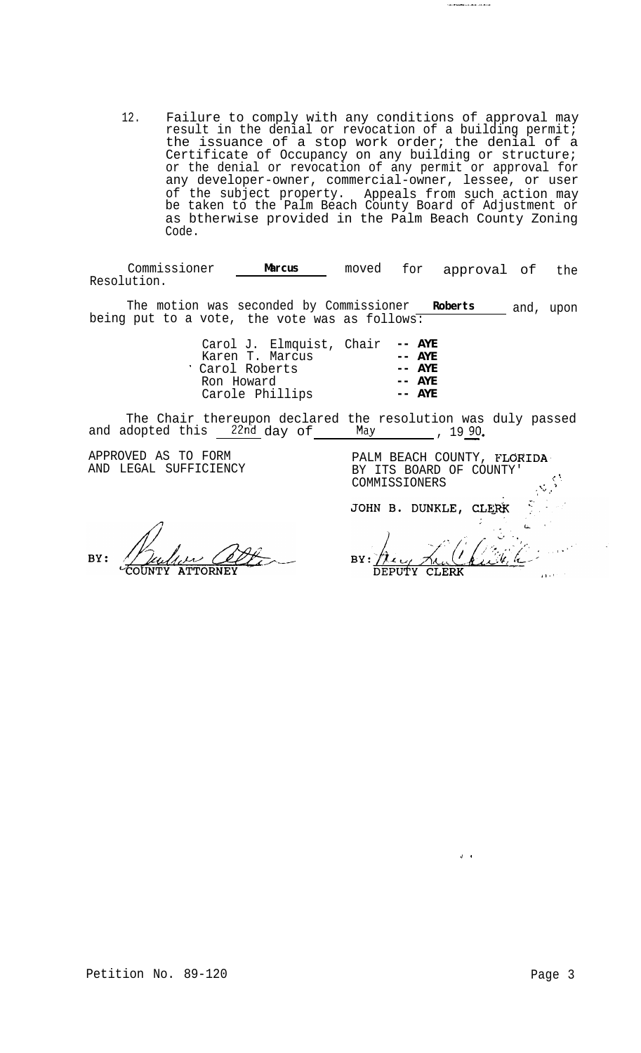12. Failure to comply with any conditions of approval may result in the denial or revocation of a building permit; the issuance of a stop work order; the denial of a Certificate of Occupancy on any building or structure; or the denial or revocation of any permit or approval for any developer-owner, commercial-owner, lessee, or user of the subject property. Appeals from such action may be taken to the Palm Beach County Board of Adjustment or as btherwise provided in the Palm Beach County Zoning Code.

Commissioner **Marcus** moved for approval of the Resolution.

The motion was seconded by Commissioner **Roberts** and, upon being put to a vote, the vote was as follows:

| | |
|---|---|
| Carol J. Elmquist, Chair | -- AYE |
| Karen T. Marcus | -- AYE |
| Carol Roberts | -- AYE |
| Ron Howard | -- AYE |
| Carole Phillips | -- AYE |

The Chair thereupon declared the resolution was duly passed and adopted this 22nd day of May, 19 90.

APPROVED AS TO FORM
AND LEGAL SUFFICIENCY

BY: COUNTY ATTORNEY

PALM BEACH COUNTY, FLORIDA
BY ITS BOARD OF COUNTY' COMMISSIONERS

JOHN B. DUNKLE, CLERK

BY: DEPUTY CLERK

Petition No. 89-120